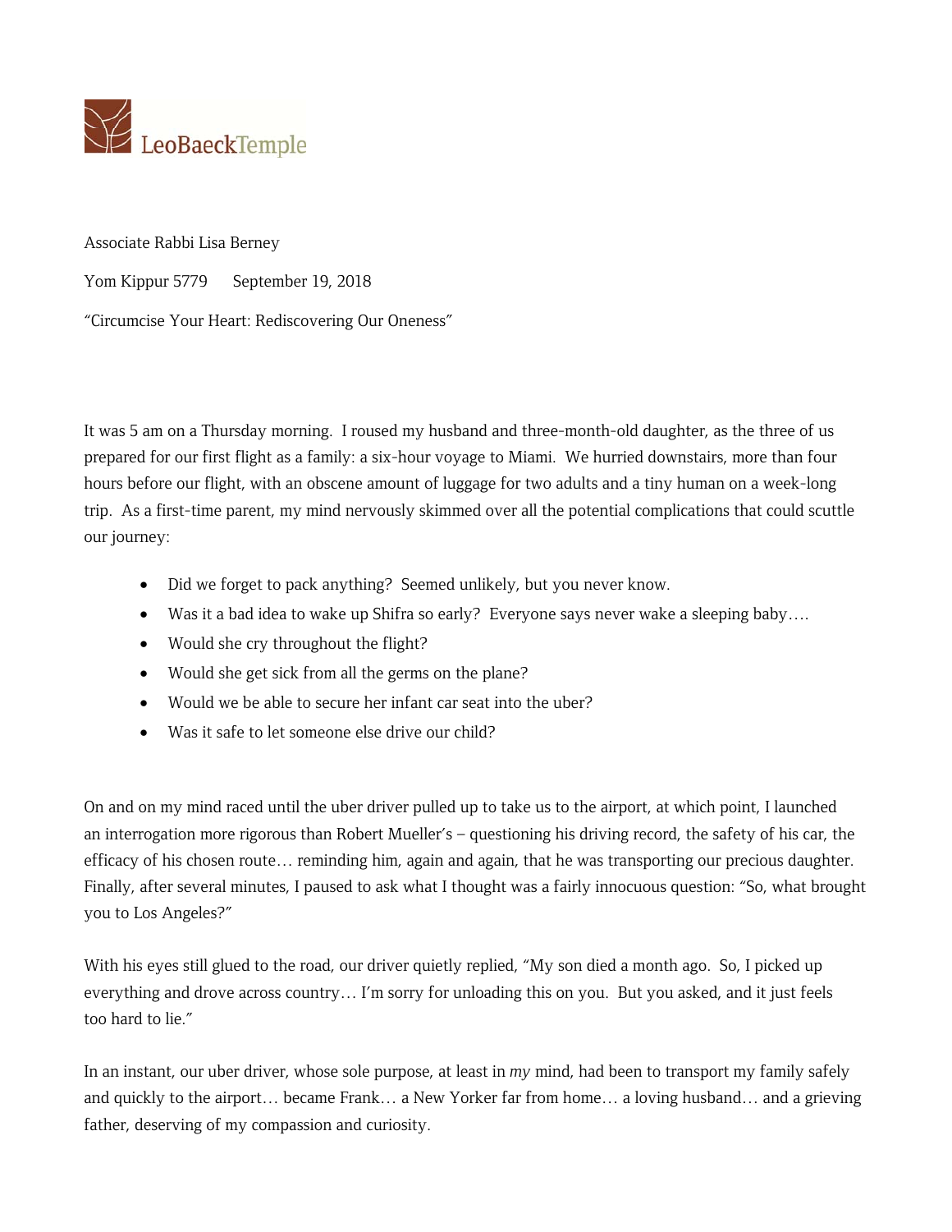LeoBaeckTemple

Associate Rabbi Lisa Berney

Yom Kippur 5779 September 19, 2018

"Circumcise Your Heart: Rediscovering Our Oneness"

It was 5 am on a Thursday morning. I roused my husband and three-month-old daughter, as the three of us prepared for our first flight as a family: a six-hour voyage to Miami. We hurried downstairs, more than four hours before our flight, with an obscene amount of luggage for two adults and a tiny human on a week-long trip. As a first-time parent, my mind nervously skimmed over all the potential complications that could scuttle our journey:

- Did we forget to pack anything? Seemed unlikely, but you never know.
- Was it a bad idea to wake up Shifra so early? Everyone says never wake a sleeping baby….
- Would she cry throughout the flight?
- Would she get sick from all the germs on the plane?
- Would we be able to secure her infant car seat into the uber?
- Was it safe to let someone else drive our child?

On and on my mind raced until the uber driver pulled up to take us to the airport, at which point, I launched an interrogation more rigorous than Robert Mueller's – questioning his driving record, the safety of his car, the efficacy of his chosen route… reminding him, again and again, that he was transporting our precious daughter. Finally, after several minutes, I paused to ask what I thought was a fairly innocuous question: "So, what brought you to Los Angeles?"

With his eyes still glued to the road, our driver quietly replied, "My son died a month ago. So, I picked up everything and drove across country… I'm sorry for unloading this on you. But you asked, and it just feels too hard to lie."

In an instant, our uber driver, whose sole purpose, at least in *my* mind, had been to transport my family safely and quickly to the airport… became Frank… a New Yorker far from home… a loving husband… and a grieving father, deserving of my compassion and curiosity.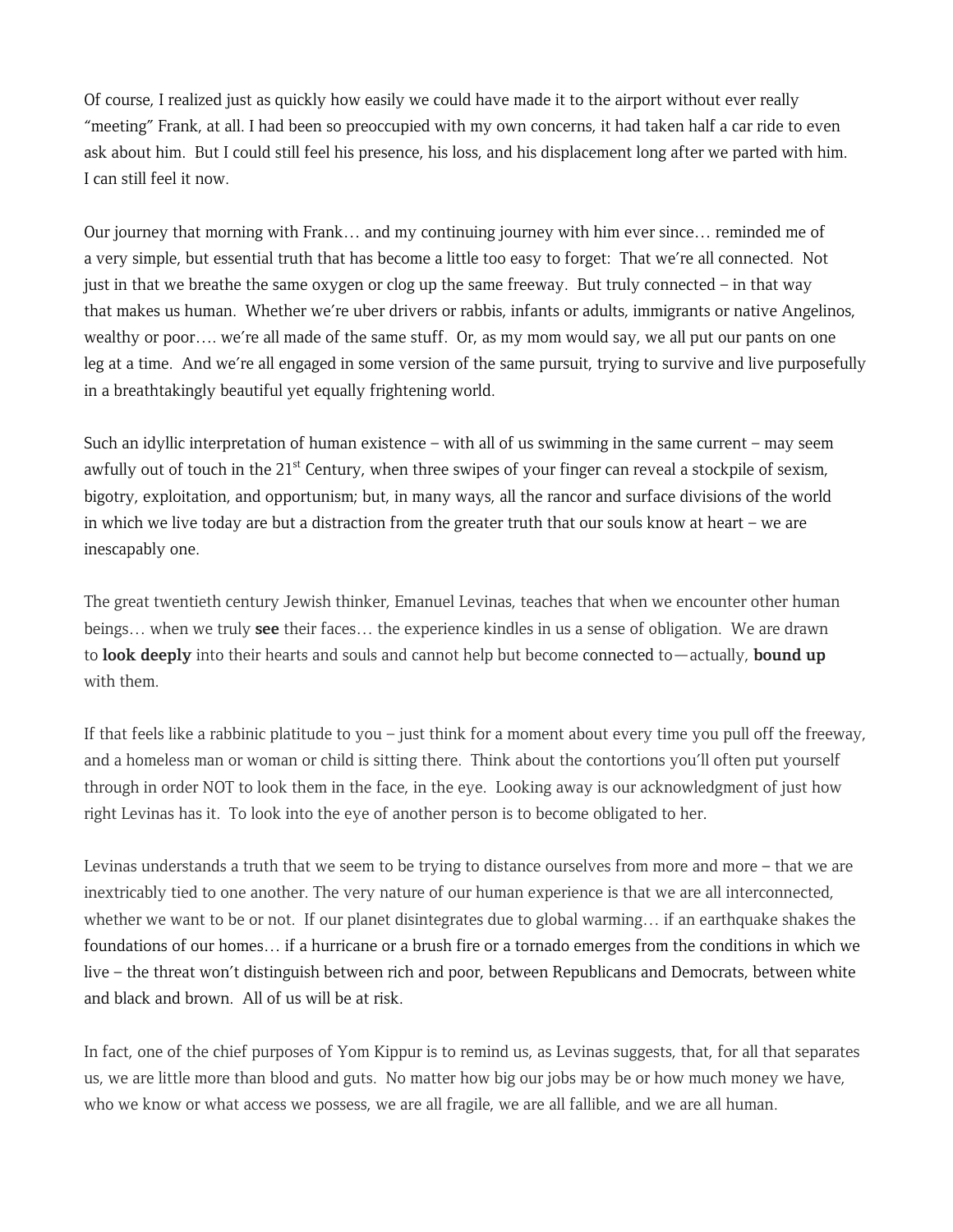Of course, I realized just as quickly how easily we could have made it to the airport without ever really "meeting" Frank, at all. I had been so preoccupied with my own concerns, it had taken half a car ride to even ask about him. But I could still feel his presence, his loss, and his displacement long after we parted with him. I can still feel it now.

Our journey that morning with Frank… and my continuing journey with him ever since… reminded me of a very simple, but essential truth that has become a little too easy to forget: That we're all connected. Not just in that we breathe the same oxygen or clog up the same freeway. But truly connected – in that way that makes us human. Whether we're uber drivers or rabbis, infants or adults, immigrants or native Angelinos, wealthy or poor…. we're all made of the same stuff. Or, as my mom would say, we all put our pants on one leg at a time. And we're all engaged in some version of the same pursuit, trying to survive and live purposefully in a breathtakingly beautiful yet equally frightening world.

Such an idyllic interpretation of human existence – with all of us swimming in the same current – may seem awfully out of touch in the 21st Century, when three swipes of your finger can reveal a stockpile of sexism, bigotry, exploitation, and opportunism; but, in many ways, all the rancor and surface divisions of the world in which we live today are but a distraction from the greater truth that our souls know at heart – we are inescapably one.

The great twentieth century Jewish thinker, Emanuel Levinas, teaches that when we encounter other human beings… when we truly **see** their faces… the experience kindles in us a sense of obligation. We are drawn to **look deeply** into their hearts and souls and cannot help but become connected to—actually, **bound up** with them.

If that feels like a rabbinic platitude to you – just think for a moment about every time you pull off the freeway, and a homeless man or woman or child is sitting there. Think about the contortions you'll often put yourself through in order NOT to look them in the face, in the eye. Looking away is our acknowledgment of just how right Levinas has it. To look into the eye of another person is to become obligated to her.

Levinas understands a truth that we seem to be trying to distance ourselves from more and more – that we are inextricably tied to one another. The very nature of our human experience is that we are all interconnected, whether we want to be or not. If our planet disintegrates due to global warming… if an earthquake shakes the foundations of our homes… if a hurricane or a brush fire or a tornado emerges from the conditions in which we live – the threat won't distinguish between rich and poor, between Republicans and Democrats, between white and black and brown. All of us will be at risk.

In fact, one of the chief purposes of Yom Kippur is to remind us, as Levinas suggests, that, for all that separates us, we are little more than blood and guts. No matter how big our jobs may be or how much money we have, who we know or what access we possess, we are all fragile, we are all fallible, and we are all human.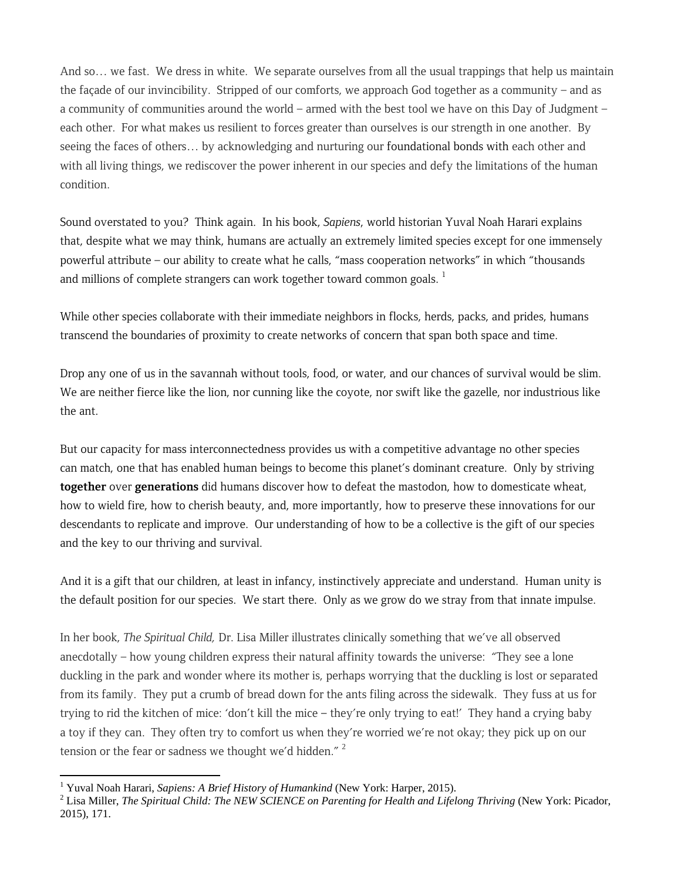And so… we fast. We dress in white. We separate ourselves from all the usual trappings that help us maintain the façade of our invincibility. Stripped of our comforts, we approach God together as a community – and as a community of communities around the world – armed with the best tool we have on this Day of Judgment – each other. For what makes us resilient to forces greater than ourselves is our strength in one another. By seeing the faces of others… by acknowledging and nurturing our foundational bonds with each other and with all living things, we rediscover the power inherent in our species and defy the limitations of the human condition.

Sound overstated to you? Think again. In his book, *Sapiens*, world historian Yuval Noah Harari explains that, despite what we may think, humans are actually an extremely limited species except for one immensely powerful attribute – our ability to create what he calls, "mass cooperation networks" in which "thousands and millions of complete strangers can work together toward common goals. [1]

While other species collaborate with their immediate neighbors in flocks, herds, packs, and prides, humans transcend the boundaries of proximity to create networks of concern that span both space and time.

Drop any one of us in the savannah without tools, food, or water, and our chances of survival would be slim. We are neither fierce like the lion, nor cunning like the coyote, nor swift like the gazelle, nor industrious like the ant.

But our capacity for mass interconnectedness provides us with a competitive advantage no other species can match, one that has enabled human beings to become this planet's dominant creature. Only by striving **together** over **generations** did humans discover how to defeat the mastodon, how to domesticate wheat, how to wield fire, how to cherish beauty, and, more importantly, how to preserve these innovations for our descendants to replicate and improve. Our understanding of how to be a collective is the gift of our species and the key to our thriving and survival.

And it is a gift that our children, at least in infancy, instinctively appreciate and understand. Human unity is the default position for our species. We start there. Only as we grow do we stray from that innate impulse.

In her book, *The Spiritual Child,* Dr. Lisa Miller illustrates clinically something that we've all observed anecdotally – how young children express their natural affinity towards the universe: "They see a lone duckling in the park and wonder where its mother is, perhaps worrying that the duckling is lost or separated from its family. They put a crumb of bread down for the ants filing across the sidewalk. They fuss at us for trying to rid the kitchen of mice: 'don't kill the mice – they're only trying to eat!' They hand a crying baby a toy if they can. They often try to comfort us when they're worried we're not okay; they pick up on our tension or the fear or sadness we thought we'd hidden." [2]

---

[1] Yuval Noah Harari, *Sapiens: A Brief History of Humankind* (New York: Harper, 2015).

[2] Lisa Miller, *The Spiritual Child: The NEW SCIENCE on Parenting for Health and Lifelong Thriving* (New York: Picador, 2015), 171.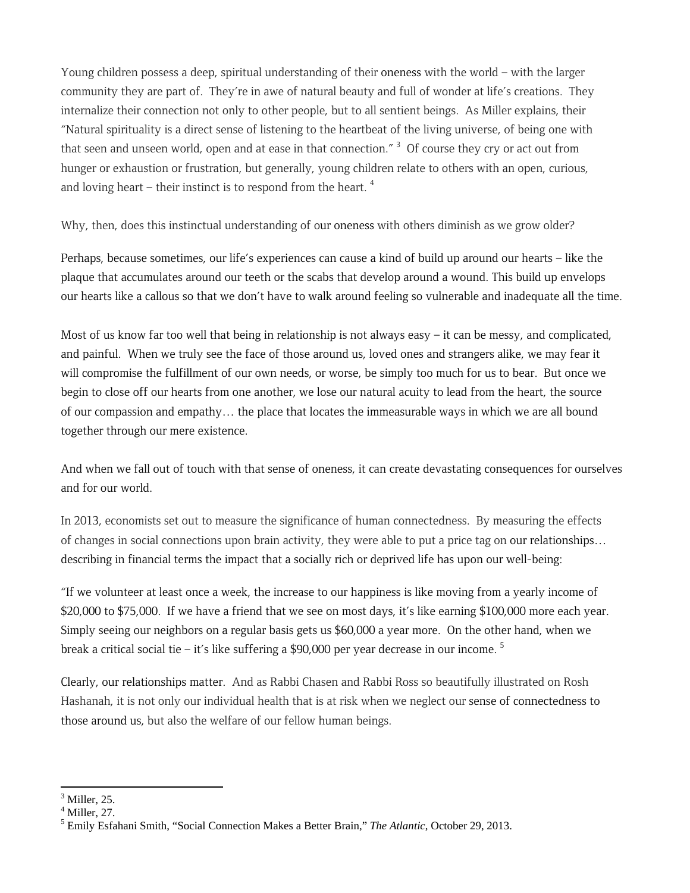Young children possess a deep, spiritual understanding of their oneness with the world – with the larger community they are part of. They're in awe of natural beauty and full of wonder at life's creations. They internalize their connection not only to other people, but to all sentient beings. As Miller explains, their "Natural spirituality is a direct sense of listening to the heartbeat of the living universe, of being one with that seen and unseen world, open and at ease in that connection." [3] Of course they cry or act out from hunger or exhaustion or frustration, but generally, young children relate to others with an open, curious, and loving heart – their instinct is to respond from the heart. [4]

Why, then, does this instinctual understanding of our oneness with others diminish as we grow older?

Perhaps, because sometimes, our life's experiences can cause a kind of build up around our hearts – like the plaque that accumulates around our teeth or the scabs that develop around a wound. This build up envelops our hearts like a callous so that we don't have to walk around feeling so vulnerable and inadequate all the time.

Most of us know far too well that being in relationship is not always easy – it can be messy, and complicated, and painful. When we truly see the face of those around us, loved ones and strangers alike, we may fear it will compromise the fulfillment of our own needs, or worse, be simply too much for us to bear. But once we begin to close off our hearts from one another, we lose our natural acuity to lead from the heart, the source of our compassion and empathy… the place that locates the immeasurable ways in which we are all bound together through our mere existence.

And when we fall out of touch with that sense of oneness, it can create devastating consequences for ourselves and for our world.

In 2013, economists set out to measure the significance of human connectedness. By measuring the effects of changes in social connections upon brain activity, they were able to put a price tag on our relationships… describing in financial terms the impact that a socially rich or deprived life has upon our well-being:

"If we volunteer at least once a week, the increase to our happiness is like moving from a yearly income of $20,000 to $75,000. If we have a friend that we see on most days, it's like earning $100,000 more each year. Simply seeing our neighbors on a regular basis gets us $60,000 a year more. On the other hand, when we break a critical social tie – it's like suffering a $90,000 per year decrease in our income. [5]

Clearly, our relationships matter. And as Rabbi Chasen and Rabbi Ross so beautifully illustrated on Rosh Hashanah, it is not only our individual health that is at risk when we neglect our sense of connectedness to those around us, but also the welfare of our fellow human beings.

---

[3] Miller, 25.
[4] Miller, 27.
[5] Emily Esfahani Smith, "Social Connection Makes a Better Brain," *The Atlantic*, October 29, 2013.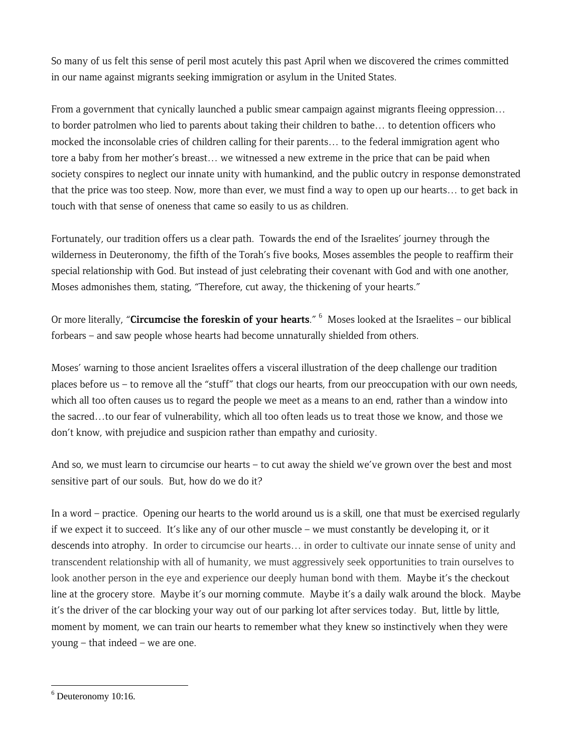So many of us felt this sense of peril most acutely this past April when we discovered the crimes committed in our name against migrants seeking immigration or asylum in the United States.

From a government that cynically launched a public smear campaign against migrants fleeing oppression… to border patrolmen who lied to parents about taking their children to bathe… to detention officers who mocked the inconsolable cries of children calling for their parents… to the federal immigration agent who tore a baby from her mother's breast… we witnessed a new extreme in the price that can be paid when society conspires to neglect our innate unity with humankind, and the public outcry in response demonstrated that the price was too steep. Now, more than ever, we must find a way to open up our hearts… to get back in touch with that sense of oneness that came so easily to us as children.

Fortunately, our tradition offers us a clear path. Towards the end of the Israelites' journey through the wilderness in Deuteronomy, the fifth of the Torah's five books, Moses assembles the people to reaffirm their special relationship with God. But instead of just celebrating their covenant with God and with one another, Moses admonishes them, stating, "Therefore, cut away, the thickening of your hearts."

Or more literally, "**Circumcise the foreskin of your hearts**." [6] Moses looked at the Israelites – our biblical forbears – and saw people whose hearts had become unnaturally shielded from others.

Moses' warning to those ancient Israelites offers a visceral illustration of the deep challenge our tradition places before us – to remove all the "stuff" that clogs our hearts, from our preoccupation with our own needs, which all too often causes us to regard the people we meet as a means to an end, rather than a window into the sacred…to our fear of vulnerability, which all too often leads us to treat those we know, and those we don't know, with prejudice and suspicion rather than empathy and curiosity.

And so, we must learn to circumcise our hearts – to cut away the shield we've grown over the best and most sensitive part of our souls. But, how do we do it?

In a word – practice. Opening our hearts to the world around us is a skill, one that must be exercised regularly if we expect it to succeed. It's like any of our other muscle – we must constantly be developing it, or it descends into atrophy. In order to circumcise our hearts… in order to cultivate our innate sense of unity and transcendent relationship with all of humanity, we must aggressively seek opportunities to train ourselves to look another person in the eye and experience our deeply human bond with them. Maybe it's the checkout line at the grocery store. Maybe it's our morning commute. Maybe it's a daily walk around the block. Maybe it's the driver of the car blocking your way out of our parking lot after services today. But, little by little, moment by moment, we can train our hearts to remember what they knew so instinctively when they were young – that indeed – we are one.

---

[6] Deuteronomy 10:16.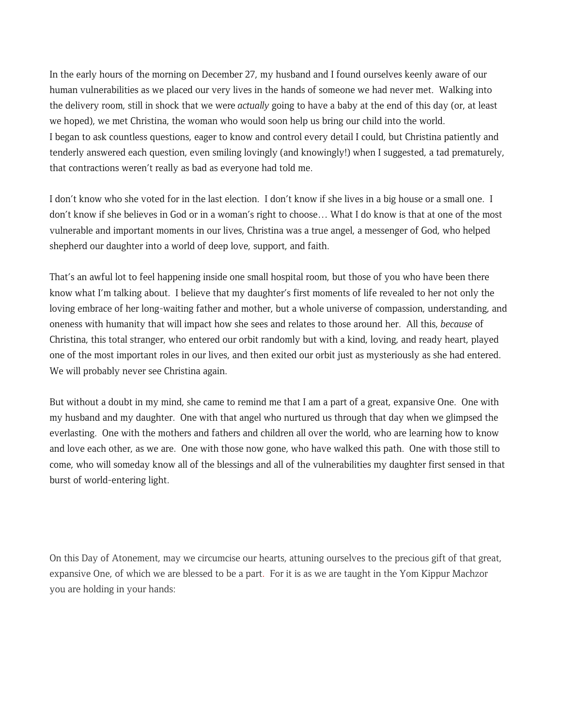In the early hours of the morning on December 27, my husband and I found ourselves keenly aware of our human vulnerabilities as we placed our very lives in the hands of someone we had never met. Walking into the delivery room, still in shock that we were *actually* going to have a baby at the end of this day (or, at least we hoped), we met Christina, the woman who would soon help us bring our child into the world.
I began to ask countless questions, eager to know and control every detail I could, but Christina patiently and tenderly answered each question, even smiling lovingly (and knowingly!) when I suggested, a tad prematurely, that contractions weren't really as bad as everyone had told me.

I don't know who she voted for in the last election. I don't know if she lives in a big house or a small one. I don't know if she believes in God or in a woman's right to choose… What I do know is that at one of the most vulnerable and important moments in our lives, Christina was a true angel, a messenger of God, who helped shepherd our daughter into a world of deep love, support, and faith.

That's an awful lot to feel happening inside one small hospital room, but those of you who have been there know what I'm talking about. I believe that my daughter's first moments of life revealed to her not only the loving embrace of her long-waiting father and mother, but a whole universe of compassion, understanding, and oneness with humanity that will impact how she sees and relates to those around her. All this, *because* of Christina, this total stranger, who entered our orbit randomly but with a kind, loving, and ready heart, played one of the most important roles in our lives, and then exited our orbit just as mysteriously as she had entered. We will probably never see Christina again.

But without a doubt in my mind, she came to remind me that I am a part of a great, expansive One. One with my husband and my daughter. One with that angel who nurtured us through that day when we glimpsed the everlasting. One with the mothers and fathers and children all over the world, who are learning how to know and love each other, as we are. One with those now gone, who have walked this path. One with those still to come, who will someday know all of the blessings and all of the vulnerabilities my daughter first sensed in that burst of world-entering light.

On this Day of Atonement, may we circumcise our hearts, attuning ourselves to the precious gift of that great, expansive One, of which we are blessed to be a part. For it is as we are taught in the Yom Kippur Machzor you are holding in your hands: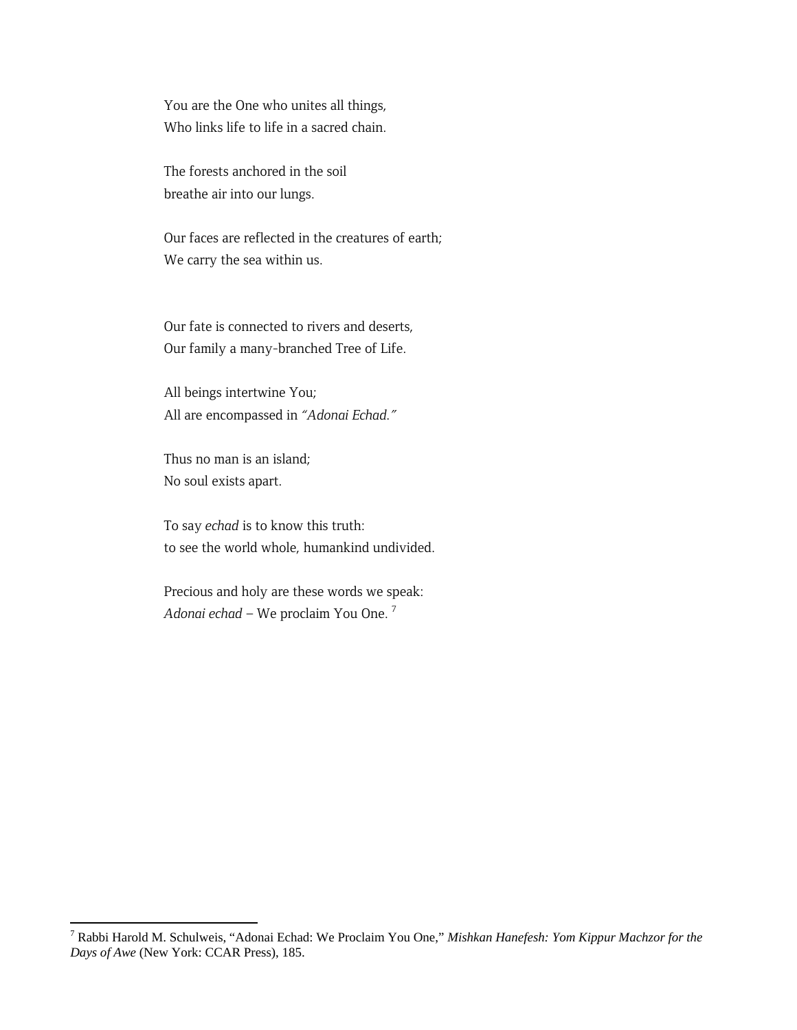You are the One who unites all things,
Who links life to life in a sacred chain.

The forests anchored in the soil
breathe air into our lungs.

Our faces are reflected in the creatures of earth;
We carry the sea within us.

Our fate is connected to rivers and deserts,
Our family a many-branched Tree of Life.

All beings intertwine You;
All are encompassed in *"Adonai Echad."*

Thus no man is an island;
No soul exists apart.

To say *echad* is to know this truth:
to see the world whole, humankind undivided.

Precious and holy are these words we speak:
*Adonai echad* – We proclaim You One. [7]

---

[7] Rabbi Harold M. Schulweis, "Adonai Echad: We Proclaim You One," *Mishkan Hanefesh: Yom Kippur Machzor for the Days of Awe* (New York: CCAR Press), 185.